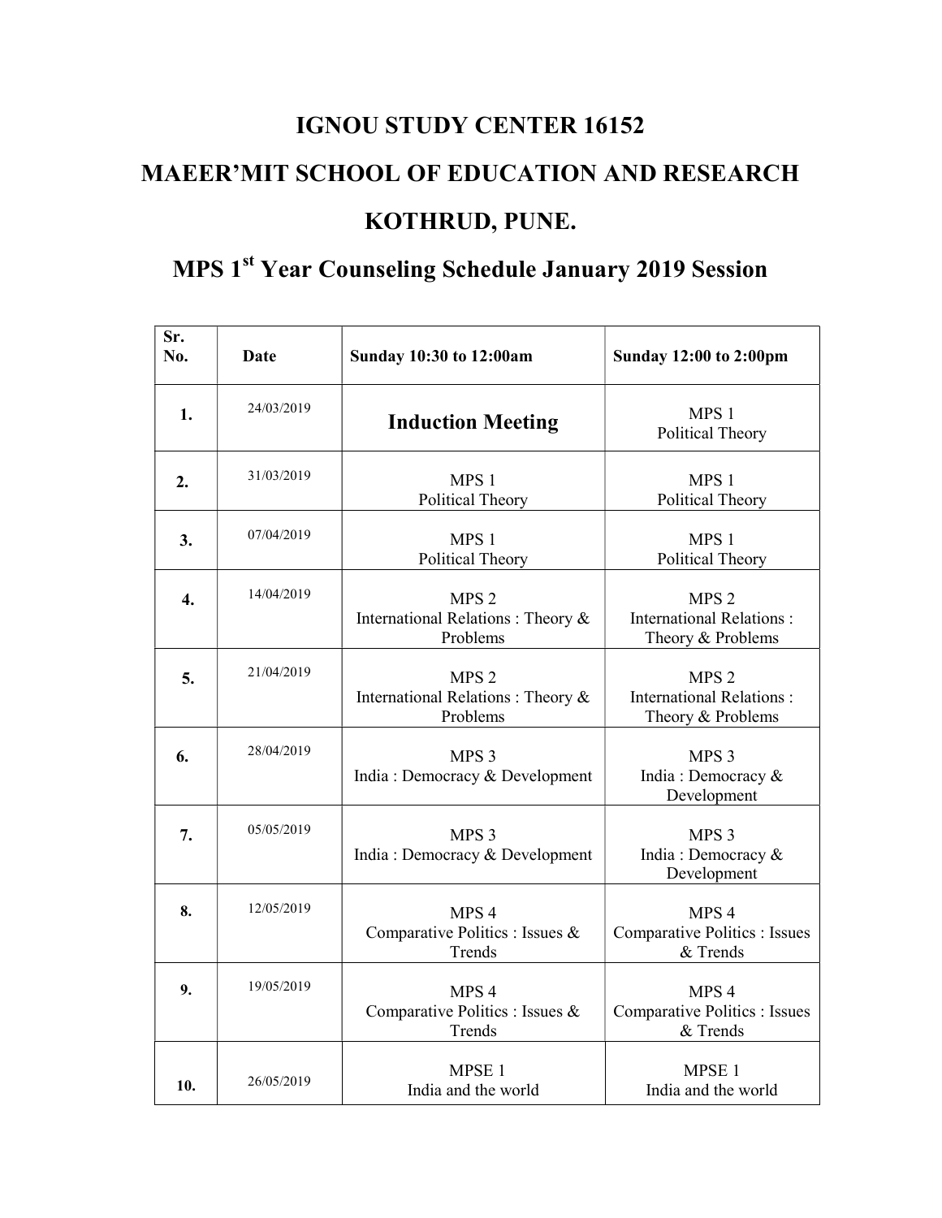# IGNOU STUDY CENTER 16152

# MAEER'MIT SCHOOL OF EDUCATION AND RESEARCH

# KOTHRUD, PUNE.

# MPS 1st Year Counseling Schedule January 2019 Session

| Sr. No. | Date | Sunday 10:30 to 12:00am | Sunday 12:00 to 2:00pm |
|---|---|---|---|
| 1. | 24/03/2019 | **Induction Meeting** | MPS 1 Political Theory |
| 2. | 31/03/2019 | MPS 1 Political Theory | MPS 1 Political Theory |
| 3. | 07/04/2019 | MPS 1 Political Theory | MPS 1 Political Theory |
| 4. | 14/04/2019 | MPS 2 International Relations : Theory & Problems | MPS 2 International Relations : Theory & Problems |
| 5. | 21/04/2019 | MPS 2 International Relations : Theory & Problems | MPS 2 International Relations : Theory & Problems |
| 6. | 28/04/2019 | MPS 3 India : Democracy & Development | MPS 3 India : Democracy & Development |
| 7. | 05/05/2019 | MPS 3 India : Democracy & Development | MPS 3 India : Democracy & Development |
| 8. | 12/05/2019 | MPS 4 Comparative Politics : Issues & Trends | MPS 4 Comparative Politics : Issues & Trends |
| 9. | 19/05/2019 | MPS 4 Comparative Politics : Issues & Trends | MPS 4 Comparative Politics : Issues & Trends |
| 10. | 26/05/2019 | MPSE 1 India and the world | MPSE 1 India and the world |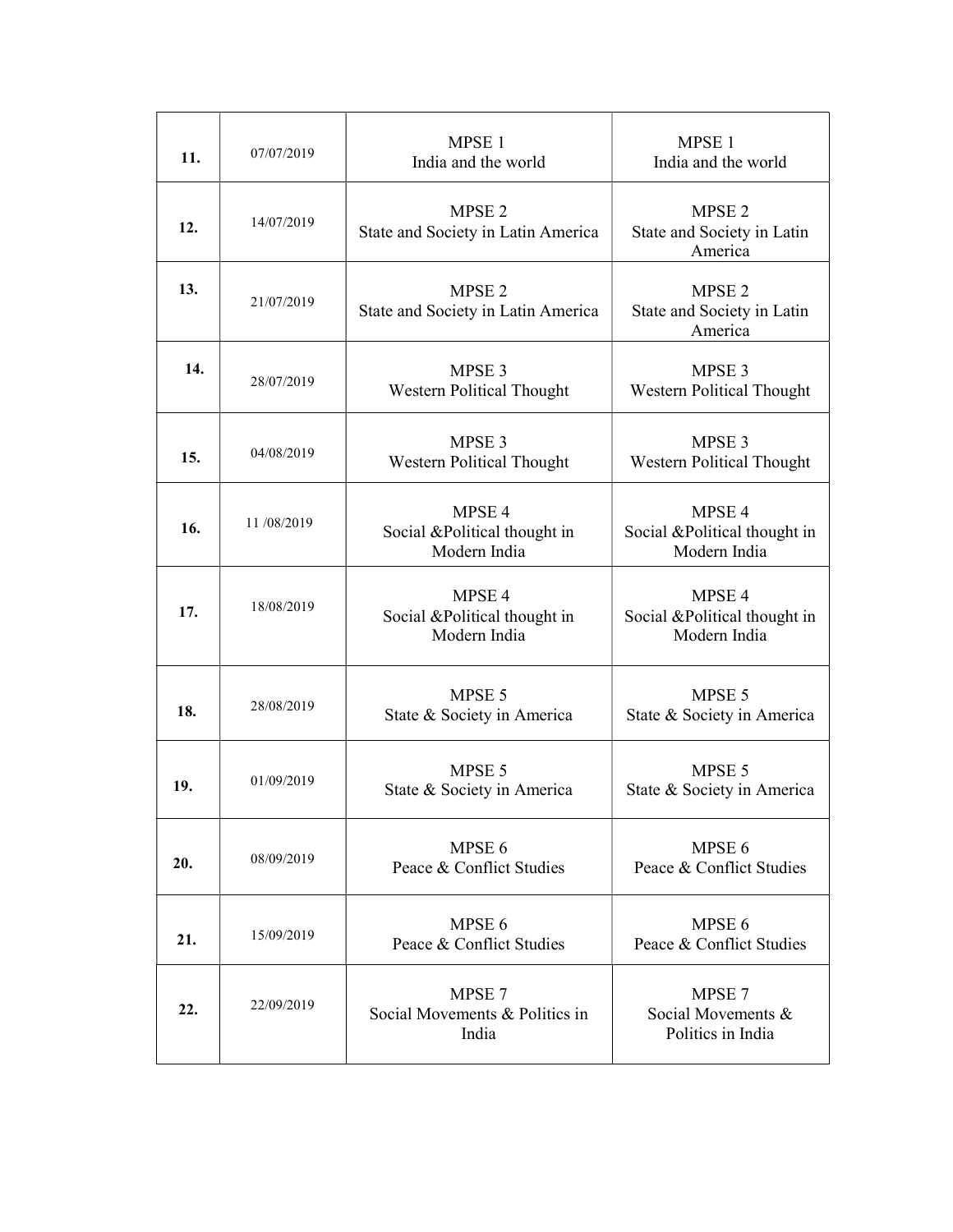| | | | |
|---|---|---|---|
| **11.** | 07/07/2019 | MPSE 1<br>India and the world | MPSE 1<br>India and the world |
| **12.** | 14/07/2019 | MPSE 2<br>State and Society in Latin America | MPSE 2<br>State and Society in Latin America |
| **13.** | 21/07/2019 | MPSE 2<br>State and Society in Latin America | MPSE 2<br>State and Society in Latin America |
| **14.** | 28/07/2019 | MPSE 3<br>Western Political Thought | MPSE 3<br>Western Political Thought |
| **15.** | 04/08/2019 | MPSE 3<br>Western Political Thought | MPSE 3<br>Western Political Thought |
| **16.** | 11 /08/2019 | MPSE 4<br>Social &Political thought in Modern India | MPSE 4<br>Social &Political thought in Modern India |
| **17.** | 18/08/2019 | MPSE 4<br>Social &Political thought in Modern India | MPSE 4<br>Social &Political thought in Modern India |
| **18.** | 28/08/2019 | MPSE 5<br>State & Society in America | MPSE 5<br>State & Society in America |
| **19.** | 01/09/2019 | MPSE 5<br>State & Society in America | MPSE 5<br>State & Society in America |
| **20.** | 08/09/2019 | MPSE 6<br>Peace & Conflict Studies | MPSE 6<br>Peace & Conflict Studies |
| **21.** | 15/09/2019 | MPSE 6<br>Peace & Conflict Studies | MPSE 6<br>Peace & Conflict Studies |
| **22.** | 22/09/2019 | MPSE 7<br>Social Movements & Politics in India | MPSE 7<br>Social Movements & Politics in India |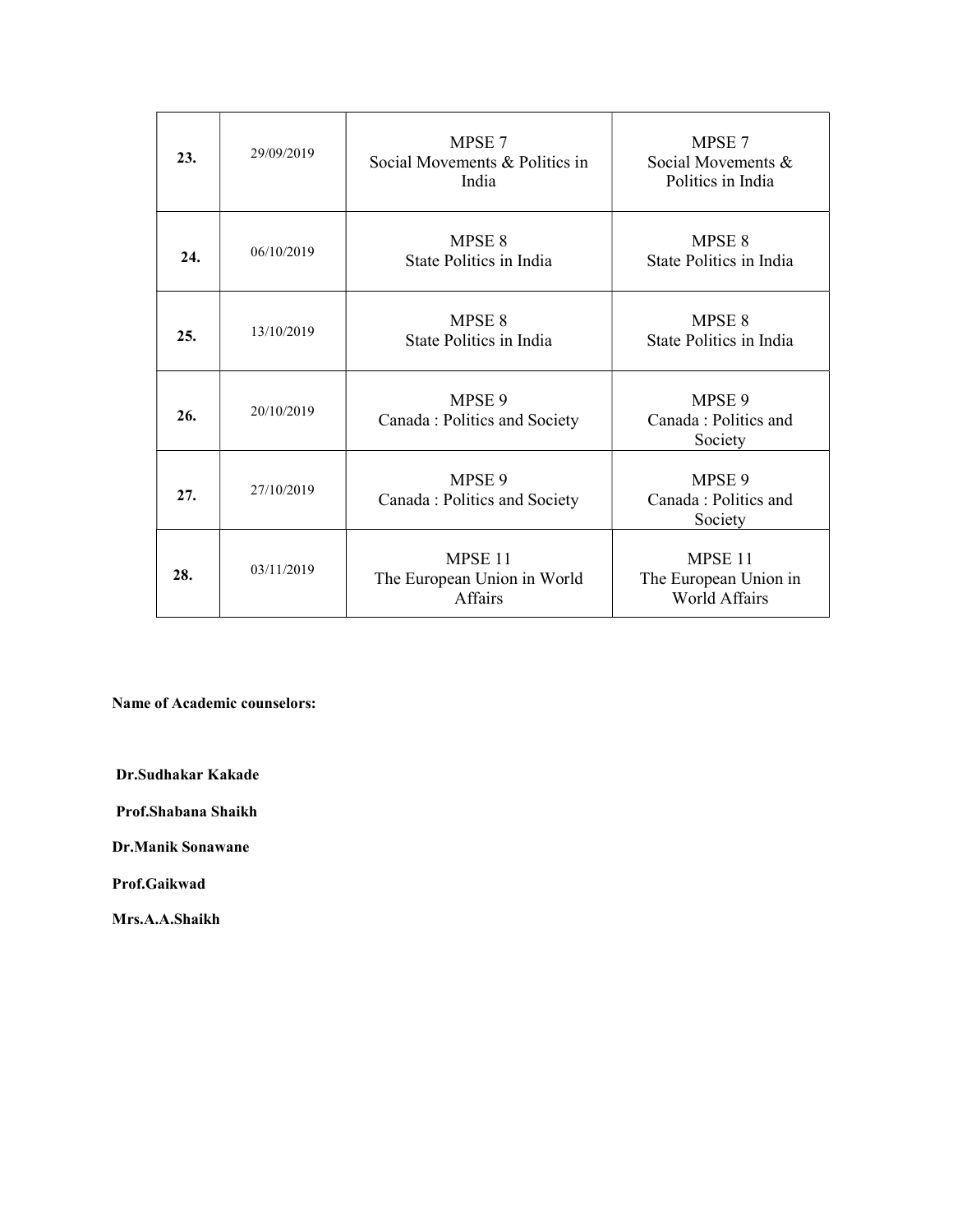| | | | |
|---|---|---|---|
| **23.** | 29/09/2019 | MPSE 7<br>Social Movements & Politics in India | MPSE 7<br>Social Movements & Politics in India |
| **24.** | 06/10/2019 | MPSE 8<br>State Politics in India | MPSE 8<br>State Politics in India |
| **25.** | 13/10/2019 | MPSE 8<br>State Politics in India | MPSE 8<br>State Politics in India |
| **26.** | 20/10/2019 | MPSE 9<br>Canada : Politics and Society | MPSE 9<br>Canada : Politics and Society |
| **27.** | 27/10/2019 | MPSE 9<br>Canada : Politics and Society | MPSE 9<br>Canada : Politics and Society |
| **28.** | 03/11/2019 | MPSE 11<br>The European Union in World Affairs | MPSE 11<br>The European Union in World Affairs |

**Name of Academic counselors:**

**Dr.Sudhakar Kakade**

**Prof.Shabana Shaikh**

**Dr.Manik Sonawane**

**Prof.Gaikwad**

**Mrs.A.A.Shaikh**